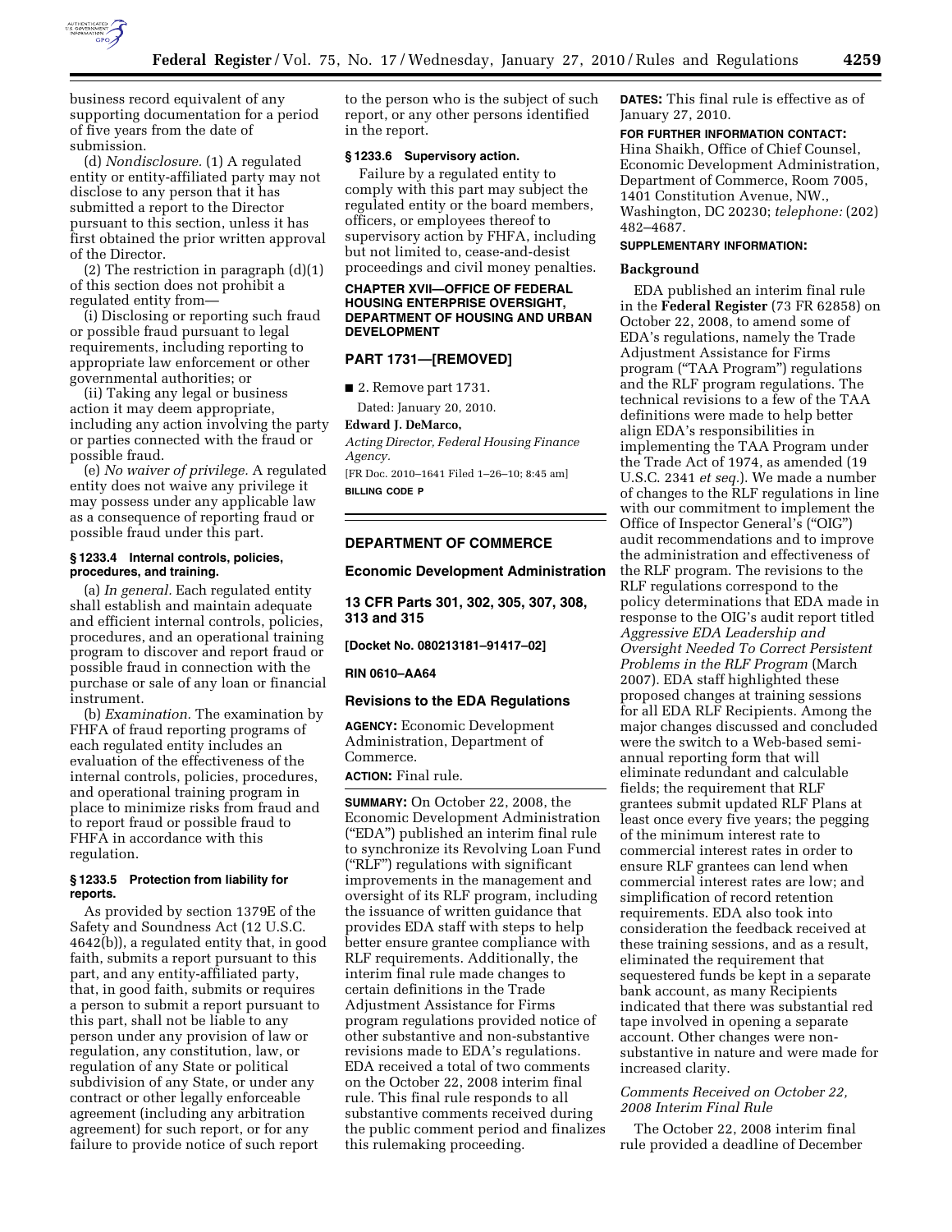business record equivalent of any supporting documentation for a period of five years from the date of submission.

(d) *Nondisclosure.* (1) A regulated entity or entity-affiliated party may not disclose to any person that it has submitted a report to the Director pursuant to this section, unless it has first obtained the prior written approval of the Director.

(2) The restriction in paragraph (d)(1) of this section does not prohibit a regulated entity from—

(i) Disclosing or reporting such fraud or possible fraud pursuant to legal requirements, including reporting to appropriate law enforcement or other governmental authorities; or

(ii) Taking any legal or business action it may deem appropriate, including any action involving the party or parties connected with the fraud or possible fraud.

(e) *No waiver of privilege.* A regulated entity does not waive any privilege it may possess under any applicable law as a consequence of reporting fraud or possible fraud under this part.

### § 1233.4 Internal controls, policies, procedures, and training.

(a) *In general.* Each regulated entity shall establish and maintain adequate and efficient internal controls, policies, procedures, and an operational training program to discover and report fraud or possible fraud in connection with the purchase or sale of any loan or financial instrument.

(b) *Examination.* The examination by FHFA of fraud reporting programs of each regulated entity includes an evaluation of the effectiveness of the internal controls, policies, procedures, and operational training program in place to minimize risks from fraud and to report fraud or possible fraud to FHFA in accordance with this regulation.

### § 1233.5 Protection from liability for reports.

As provided by section 1379E of the Safety and Soundness Act (12 U.S.C. 4642(b)), a regulated entity that, in good faith, submits a report pursuant to this part, and any entity-affiliated party, that, in good faith, submits or requires a person to submit a report pursuant to this part, shall not be liable to any person under any provision of law or regulation, any constitution, law, or regulation of any State or political subdivision of any State, or under any contract or other legally enforceable agreement (including any arbitration agreement) for such report, or for any failure to provide notice of such report to the person who is the subject of such report, or any other persons identified in the report.

### § 1233.6 Supervisory action.

Failure by a regulated entity to comply with this part may subject the regulated entity or the board members, officers, or employees thereof to supervisory action by FHFA, including but not limited to, cease-and-desist proceedings and civil money penalties.

**CHAPTER XVII—OFFICE OF FEDERAL HOUSING ENTERPRISE OVERSIGHT, DEPARTMENT OF HOUSING AND URBAN DEVELOPMENT**

## PART 1731—[REMOVED]

■ 2. Remove part 1731.

Dated: January 20, 2010.

**Edward J. DeMarco,**

*Acting Director, Federal Housing Finance Agency.*

[FR Doc. 2010–1641 Filed 1–26–10; 8:45 am]

**BILLING CODE P**

---

## DEPARTMENT OF COMMERCE

## Economic Development Administration

## 13 CFR Parts 301, 302, 305, 307, 308, 313 and 315

**[Docket No. 080213181–91417–02]**

**RIN 0610–AA64**

## Revisions to the EDA Regulations

**AGENCY:** Economic Development Administration, Department of Commerce.

**ACTION:** Final rule.

**SUMMARY:** On October 22, 2008, the Economic Development Administration ("EDA") published an interim final rule to synchronize its Revolving Loan Fund ("RLF") regulations with significant improvements in the management and oversight of its RLF program, including the issuance of written guidance that provides EDA staff with steps to help better ensure grantee compliance with RLF requirements. Additionally, the interim final rule made changes to certain definitions in the Trade Adjustment Assistance for Firms program regulations provided notice of other substantive and non-substantive revisions made to EDA's regulations. EDA received a total of two comments on the October 22, 2008 interim final rule. This final rule responds to all substantive comments received during the public comment period and finalizes this rulemaking proceeding.

**DATES:** This final rule is effective as of January 27, 2010.

**FOR FURTHER INFORMATION CONTACT:** Hina Shaikh, Office of Chief Counsel, Economic Development Administration, Department of Commerce, Room 7005, 1401 Constitution Avenue, NW., Washington, DC 20230; *telephone:* (202) 482–4687.

**SUPPLEMENTARY INFORMATION:**

### Background

EDA published an interim final rule in the **Federal Register** (73 FR 62858) on October 22, 2008, to amend some of EDA's regulations, namely the Trade Adjustment Assistance for Firms program ("TAA Program") regulations and the RLF program regulations. The technical revisions to a few of the TAA definitions were made to help better align EDA's responsibilities in implementing the TAA Program under the Trade Act of 1974, as amended (19 U.S.C. 2341 *et seq.*). We made a number of changes to the RLF regulations in line with our commitment to implement the Office of Inspector General's ("OIG") audit recommendations and to improve the administration and effectiveness of the RLF program. The revisions to the RLF regulations correspond to the policy determinations that EDA made in response to the OIG's audit report titled *Aggressive EDA Leadership and Oversight Needed To Correct Persistent Problems in the RLF Program* (March 2007). EDA staff highlighted these proposed changes at training sessions for all EDA RLF Recipients. Among the major changes discussed and concluded were the switch to a Web-based semi-annual reporting form that will eliminate redundant and calculable fields; the requirement that RLF grantees submit updated RLF Plans at least once every five years; the pegging of the minimum interest rate to commercial interest rates in order to ensure RLF grantees can lend when commercial interest rates are low; and simplification of record retention requirements. EDA also took into consideration the feedback received at these training sessions, and as a result, eliminated the requirement that sequestered funds be kept in a separate bank account, as many Recipients indicated that there was substantial red tape involved in opening a separate account. Other changes were non-substantive in nature and were made for increased clarity.

### *Comments Received on October 22, 2008 Interim Final Rule*

The October 22, 2008 interim final rule provided a deadline of December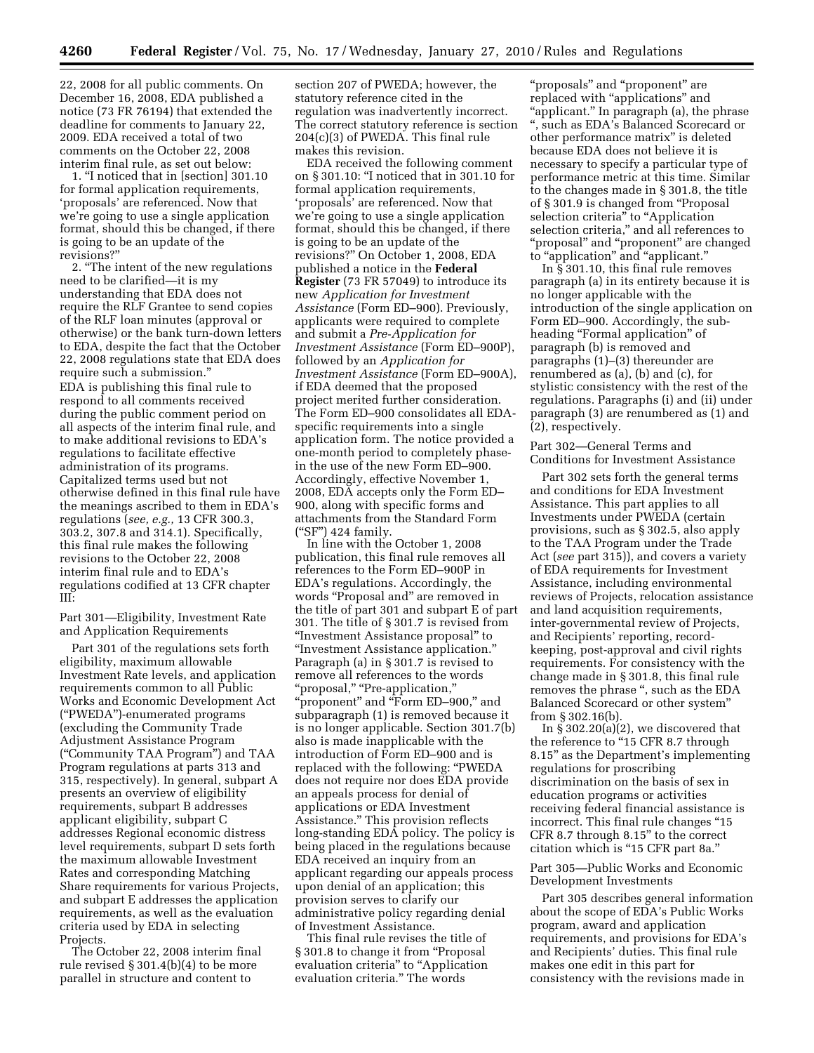22, 2008 for all public comments. On December 16, 2008, EDA published a notice (73 FR 76194) that extended the deadline for comments to January 22, 2009. EDA received a total of two comments on the October 22, 2008 interim final rule, as set out below:

1. "I noticed that in [section] 301.10 for formal application requirements, 'proposals' are referenced. Now that we're going to use a single application format, should this be changed, if there is going to be an update of the revisions?"

2. "The intent of the new regulations need to be clarified—it is my understanding that EDA does not require the RLF Grantee to send copies of the RLF loan minutes (approval or otherwise) or the bank turn-down letters to EDA, despite the fact that the October 22, 2008 regulations state that EDA does require such a submission."

EDA is publishing this final rule to respond to all comments received during the public comment period on all aspects of the interim final rule, and to make additional revisions to EDA's regulations to facilitate effective administration of its programs. Capitalized terms used but not otherwise defined in this final rule have the meanings ascribed to them in EDA's regulations (*see, e.g.,* 13 CFR 300.3, 303.2, 307.8 and 314.1). Specifically, this final rule makes the following revisions to the October 22, 2008 interim final rule and to EDA's regulations codified at 13 CFR chapter III:

Part 301—Eligibility, Investment Rate and Application Requirements

Part 301 of the regulations sets forth eligibility, maximum allowable Investment Rate levels, and application requirements common to all Public Works and Economic Development Act ("PWEDA")-enumerated programs (excluding the Community Trade Adjustment Assistance Program ("Community TAA Program") and TAA Program regulations at parts 313 and 315, respectively). In general, subpart A presents an overview of eligibility requirements, subpart B addresses applicant eligibility, subpart C addresses Regional economic distress level requirements, subpart D sets forth the maximum allowable Investment Rates and corresponding Matching Share requirements for various Projects, and subpart E addresses the application requirements, as well as the evaluation criteria used by EDA in selecting Projects.

The October 22, 2008 interim final rule revised § 301.4(b)(4) to be more parallel in structure and content to section 207 of PWEDA; however, the statutory reference cited in the regulation was inadvertently incorrect. The correct statutory reference is section 204(c)(3) of PWEDA. This final rule makes this revision.

EDA received the following comment on § 301.10: "I noticed that in 301.10 for formal application requirements, 'proposals' are referenced. Now that we're going to use a single application format, should this be changed, if there is going to be an update of the revisions?" On October 1, 2008, EDA published a notice in the **Federal Register** (73 FR 57049) to introduce its new *Application for Investment Assistance* (Form ED–900). Previously, applicants were required to complete and submit a *Pre-Application for Investment Assistance* (Form ED–900P), followed by an *Application for Investment Assistance* (Form ED–900A), if EDA deemed that the proposed project merited further consideration. The Form ED–900 consolidates all EDA-specific requirements into a single application form. The notice provided a one-month period to completely phase-in the use of the new Form ED–900. Accordingly, effective November 1, 2008, EDA accepts only the Form ED–900, along with specific forms and attachments from the Standard Form ("SF") 424 family.

In line with the October 1, 2008 publication, this final rule removes all references to the Form ED–900P in EDA's regulations. Accordingly, the words "Proposal and" are removed in the title of part 301 and subpart E of part 301. The title of § 301.7 is revised from "Investment Assistance proposal" to "Investment Assistance application." Paragraph (a) in § 301.7 is revised to remove all references to the words "proposal," "Pre-application," "proponent" and "Form ED–900," and subparagraph (1) is removed because it is no longer applicable. Section 301.7(b) also is made inapplicable with the introduction of Form ED–900 and is replaced with the following: "PWEDA does not require nor does EDA provide an appeals process for denial of applications or EDA Investment Assistance." This provision reflects long-standing EDA policy. The policy is being placed in the regulations because EDA received an inquiry from an applicant regarding our appeals process upon denial of an application; this provision serves to clarify our administrative policy regarding denial of Investment Assistance.

This final rule revises the title of § 301.8 to change it from "Proposal evaluation criteria" to "Application evaluation criteria." The words "proposals" and "proponent" are replaced with "applications" and "applicant." In paragraph (a), the phrase ", such as EDA's Balanced Scorecard or other performance matrix" is deleted because EDA does not believe it is necessary to specify a particular type of performance metric at this time. Similar to the changes made in § 301.8, the title of § 301.9 is changed from "Proposal selection criteria" to "Application selection criteria," and all references to "proposal" and "proponent" are changed to "application" and "applicant."

In § 301.10, this final rule removes paragraph (a) in its entirety because it is no longer applicable with the introduction of the single application on Form ED–900. Accordingly, the sub-heading "Formal application" of paragraph (b) is removed and paragraphs (1)–(3) thereunder are renumbered as (a), (b) and (c), for stylistic consistency with the rest of the regulations. Paragraphs (i) and (ii) under paragraph (3) are renumbered as (1) and (2), respectively.

Part 302—General Terms and Conditions for Investment Assistance

Part 302 sets forth the general terms and conditions for EDA Investment Assistance. This part applies to all Investments under PWEDA (certain provisions, such as § 302.5, also apply to the TAA Program under the Trade Act (*see* part 315)), and covers a variety of EDA requirements for Investment Assistance, including environmental reviews of Projects, relocation assistance and land acquisition requirements, inter-governmental review of Projects, and Recipients' reporting, record-keeping, post-approval and civil rights requirements. For consistency with the change made in § 301.8, this final rule removes the phrase ", such as the EDA Balanced Scorecard or other system" from § 302.16(b).

In § 302.20(a)(2), we discovered that the reference to "15 CFR 8.7 through 8.15" as the Department's implementing regulations for proscribing discrimination on the basis of sex in education programs or activities receiving federal financial assistance is incorrect. This final rule changes "15 CFR 8.7 through 8.15" to the correct citation which is "15 CFR part 8a."

Part 305—Public Works and Economic Development Investments

Part 305 describes general information about the scope of EDA's Public Works program, award and application requirements, and provisions for EDA's and Recipients' duties. This final rule makes one edit in this part for consistency with the revisions made in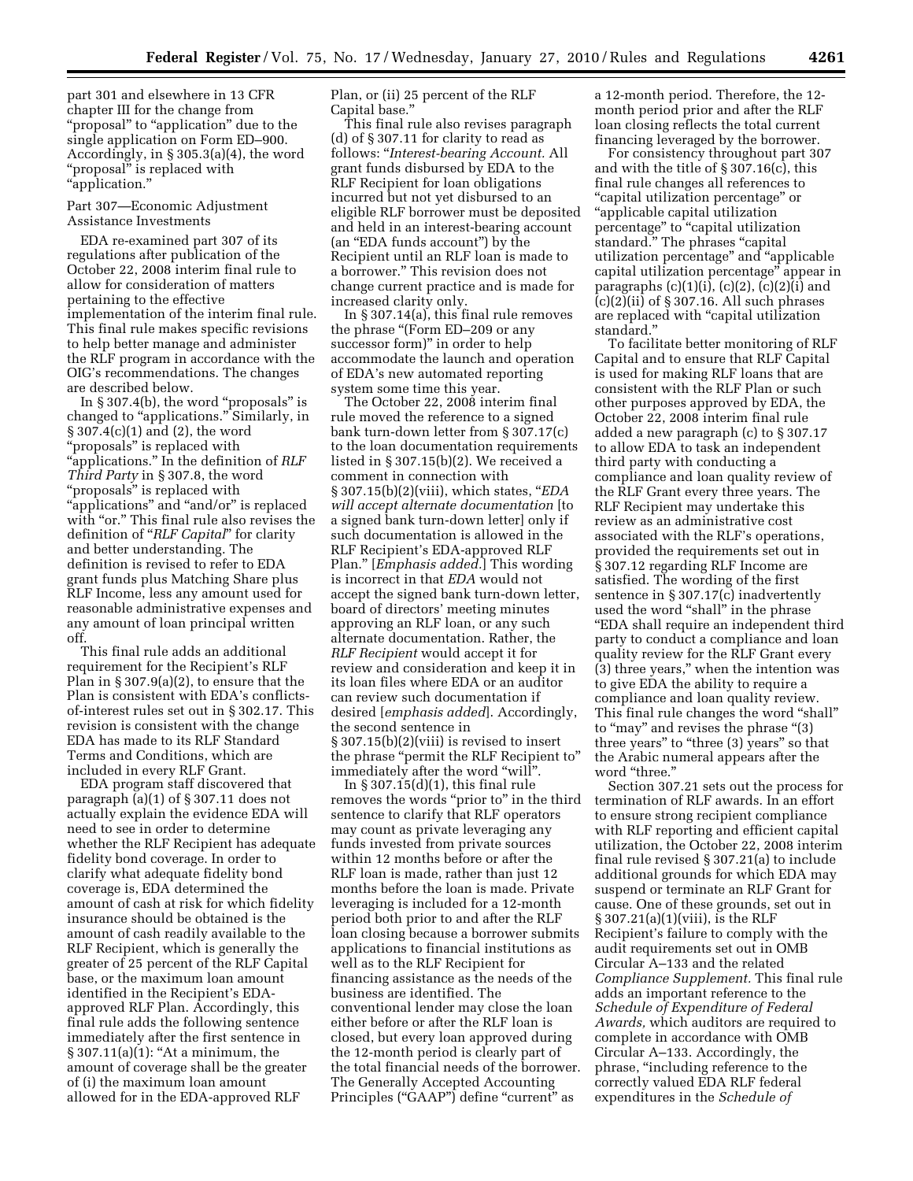part 301 and elsewhere in 13 CFR chapter III for the change from "proposal" to "application" due to the single application on Form ED–900. Accordingly, in § 305.3(a)(4), the word "proposal" is replaced with "application."

Part 307—Economic Adjustment Assistance Investments

EDA re-examined part 307 of its regulations after publication of the October 22, 2008 interim final rule to allow for consideration of matters pertaining to the effective implementation of the interim final rule. This final rule makes specific revisions to help better manage and administer the RLF program in accordance with the OIG's recommendations. The changes are described below.

In § 307.4(b), the word "proposals" is changed to "applications." Similarly, in § 307.4(c)(1) and (2), the word "proposals" is replaced with "applications." In the definition of *RLF Third Party* in § 307.8, the word "proposals" is replaced with "applications" and "and/or" is replaced with "or." This final rule also revises the definition of "*RLF Capital*" for clarity and better understanding. The definition is revised to refer to EDA grant funds plus Matching Share plus RLF Income, less any amount used for reasonable administrative expenses and any amount of loan principal written off.

This final rule adds an additional requirement for the Recipient's RLF Plan in § 307.9(a)(2), to ensure that the Plan is consistent with EDA's conflicts-of-interest rules set out in § 302.17. This revision is consistent with the change EDA has made to its RLF Standard Terms and Conditions, which are included in every RLF Grant.

EDA program staff discovered that paragraph (a)(1) of § 307.11 does not actually explain the evidence EDA will need to see in order to determine whether the RLF Recipient has adequate fidelity bond coverage. In order to clarify what adequate fidelity bond coverage is, EDA determined the amount of cash at risk for which fidelity insurance should be obtained is the amount of cash readily available to the RLF Recipient, which is generally the greater of 25 percent of the RLF Capital base, or the maximum loan amount identified in the Recipient's EDA-approved RLF Plan. Accordingly, this final rule adds the following sentence immediately after the first sentence in § 307.11(a)(1): "At a minimum, the amount of coverage shall be the greater of (i) the maximum loan amount allowed for in the EDA-approved RLF Plan, or (ii) 25 percent of the RLF Capital base."

This final rule also revises paragraph (d) of § 307.11 for clarity to read as follows: "*Interest-bearing Account.* All grant funds disbursed by EDA to the RLF Recipient for loan obligations incurred but not yet disbursed to an eligible RLF borrower must be deposited and held in an interest-bearing account (an "EDA funds account") by the Recipient until an RLF loan is made to a borrower." This revision does not change current practice and is made for increased clarity only.

In § 307.14(a), this final rule removes the phrase "(Form ED–209 or any successor form)" in order to help accommodate the launch and operation of EDA's new automated reporting system some time this year.

The October 22, 2008 interim final rule moved the reference to a signed bank turn-down letter from § 307.17(c) to the loan documentation requirements listed in § 307.15(b)(2). We received a comment in connection with § 307.15(b)(2)(viii), which states, "*EDA will accept alternate documentation* [to a signed bank turn-down letter] only if such documentation is allowed in the RLF Recipient's EDA-approved RLF Plan." [*Emphasis added.*] This wording is incorrect in that *EDA* would not accept the signed bank turn-down letter, board of directors' meeting minutes approving an RLF loan, or any such alternate documentation. Rather, the *RLF Recipient* would accept it for review and consideration and keep it in its loan files where EDA or an auditor can review such documentation if desired [*emphasis added*]. Accordingly, the second sentence in § 307.15(b)(2)(viii) is revised to insert the phrase "permit the RLF Recipient to" immediately after the word "will".

In § 307.15(d)(1), this final rule removes the words "prior to" in the third sentence to clarify that RLF operators may count as private leveraging any funds invested from private sources within 12 months before or after the RLF loan is made, rather than just 12 months before the loan is made. Private leveraging is included for a 12-month period both prior to and after the RLF loan closing because a borrower submits applications to financial institutions as well as to the RLF Recipient for financing assistance as the needs of the business are identified. The conventional lender may close the loan either before or after the RLF loan is closed, but every loan approved during the 12-month period is clearly part of the total financial needs of the borrower. The Generally Accepted Accounting Principles ("GAAP") define "current" as a 12-month period. Therefore, the 12-month period prior and after the RLF loan closing reflects the total current financing leveraged by the borrower.

For consistency throughout part 307 and with the title of § 307.16(c), this final rule changes all references to "capital utilization percentage" or "applicable capital utilization percentage" to "capital utilization standard." The phrases "capital utilization percentage" and "applicable capital utilization percentage" appear in paragraphs (c)(1)(i), (c)(2), (c)(2)(i) and (c)(2)(ii) of § 307.16. All such phrases are replaced with "capital utilization standard."

To facilitate better monitoring of RLF Capital and to ensure that RLF Capital is used for making RLF loans that are consistent with the RLF Plan or such other purposes approved by EDA, the October 22, 2008 interim final rule added a new paragraph (c) to § 307.17 to allow EDA to task an independent third party with conducting a compliance and loan quality review of the RLF Grant every three years. The RLF Recipient may undertake this review as an administrative cost associated with the RLF's operations, provided the requirements set out in § 307.12 regarding RLF Income are satisfied. The wording of the first sentence in § 307.17(c) inadvertently used the word "shall" in the phrase "EDA shall require an independent third party to conduct a compliance and loan quality review for the RLF Grant every (3) three years," when the intention was to give EDA the ability to require a compliance and loan quality review. This final rule changes the word "shall" to "may" and revises the phrase "(3) three years" to "three (3) years" so that the Arabic numeral appears after the word "three."

Section 307.21 sets out the process for termination of RLF awards. In an effort to ensure strong recipient compliance with RLF reporting and efficient capital utilization, the October 22, 2008 interim final rule revised § 307.21(a) to include additional grounds for which EDA may suspend or terminate an RLF Grant for cause. One of these grounds, set out in § 307.21(a)(1)(viii), is the RLF Recipient's failure to comply with the audit requirements set out in OMB Circular A–133 and the related *Compliance Supplement.* This final rule adds an important reference to the *Schedule of Expenditure of Federal Awards,* which auditors are required to complete in accordance with OMB Circular A–133. Accordingly, the phrase, "including reference to the correctly valued EDA RLF federal expenditures in the *Schedule of*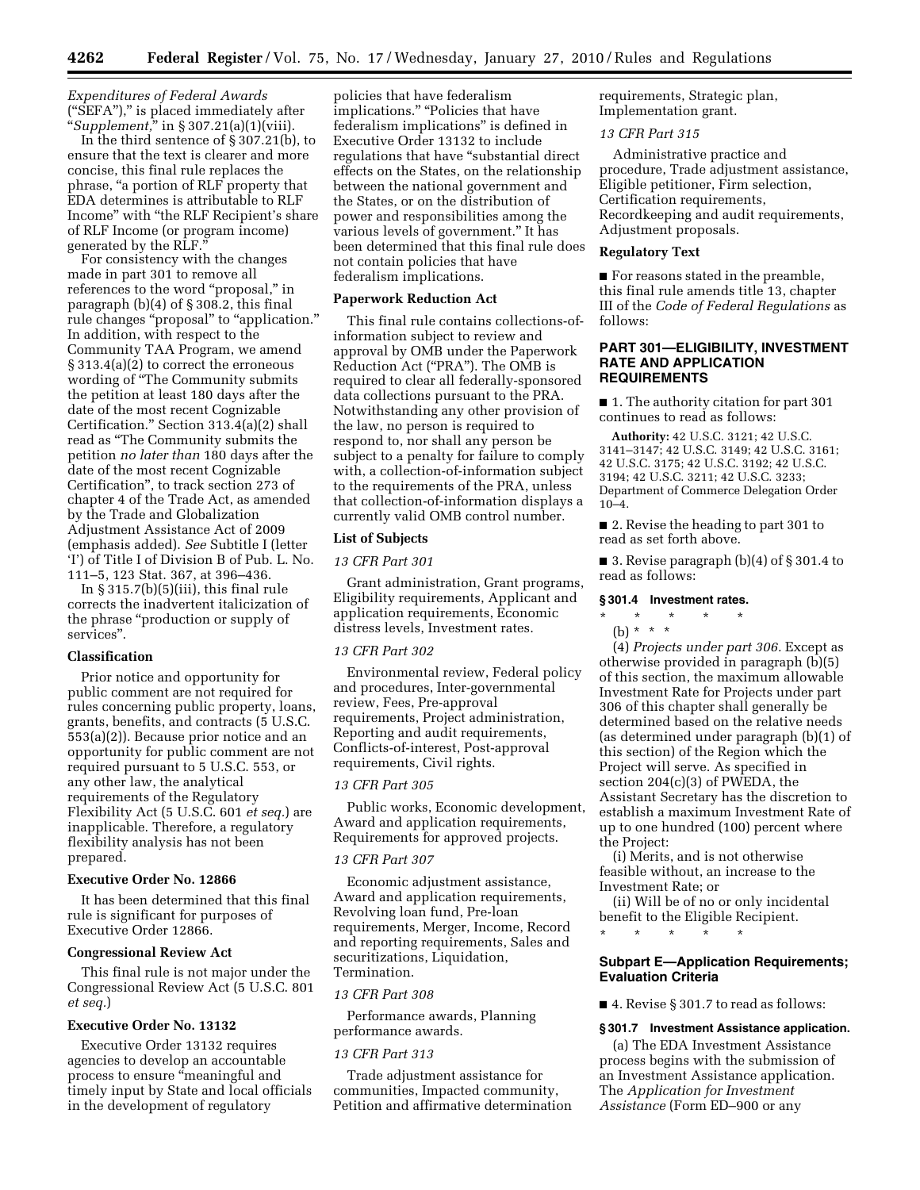*Expenditures of Federal Awards* ("SEFA")," is placed immediately after "*Supplement,*" in § 307.21(a)(1)(viii).

In the third sentence of § 307.21(b), to ensure that the text is clearer and more concise, this final rule replaces the phrase, "a portion of RLF property that EDA determines is attributable to RLF Income" with "the RLF Recipient's share of RLF Income (or program income) generated by the RLF."

For consistency with the changes made in part 301 to remove all references to the word "proposal," in paragraph (b)(4) of § 308.2, this final rule changes "proposal" to "application." In addition, with respect to the Community TAA Program, we amend § 313.4(a)(2) to correct the erroneous wording of "The Community submits the petition at least 180 days after the date of the most recent Cognizable Certification." Section 313.4(a)(2) shall read as "The Community submits the petition *no later than* 180 days after the date of the most recent Cognizable Certification", to track section 273 of chapter 4 of the Trade Act, as amended by the Trade and Globalization Adjustment Assistance Act of 2009 (emphasis added). *See* Subtitle I (letter 'I') of Title I of Division B of Pub. L. No. 111–5, 123 Stat. 367, at 396–436.

In § 315.7(b)(5)(iii), this final rule corrects the inadvertent italicization of the phrase "production or supply of services".

### Classification

Prior notice and opportunity for public comment are not required for rules concerning public property, loans, grants, benefits, and contracts (5 U.S.C. 553(a)(2)). Because prior notice and an opportunity for public comment are not required pursuant to 5 U.S.C. 553, or any other law, the analytical requirements of the Regulatory Flexibility Act (5 U.S.C. 601 *et seq.*) are inapplicable. Therefore, a regulatory flexibility analysis has not been prepared.

### Executive Order No. 12866

It has been determined that this final rule is significant for purposes of Executive Order 12866.

### Congressional Review Act

This final rule is not major under the Congressional Review Act (5 U.S.C. 801 *et seq.*)

### Executive Order No. 13132

Executive Order 13132 requires agencies to develop an accountable process to ensure "meaningful and timely input by State and local officials in the development of regulatory policies that have federalism implications." "Policies that have federalism implications" is defined in Executive Order 13132 to include regulations that have "substantial direct effects on the States, on the relationship between the national government and the States, or on the distribution of power and responsibilities among the various levels of government." It has been determined that this final rule does not contain policies that have federalism implications.

### Paperwork Reduction Act

This final rule contains collections-of-information subject to review and approval by OMB under the Paperwork Reduction Act ("PRA"). The OMB is required to clear all federally-sponsored data collections pursuant to the PRA. Notwithstanding any other provision of the law, no person is required to respond to, nor shall any person be subject to a penalty for failure to comply with, a collection-of-information subject to the requirements of the PRA, unless that collection-of-information displays a currently valid OMB control number.

### List of Subjects

*13 CFR Part 301*

Grant administration, Grant programs, Eligibility requirements, Applicant and application requirements, Economic distress levels, Investment rates.

*13 CFR Part 302*

Environmental review, Federal policy and procedures, Inter-governmental review, Fees, Pre-approval requirements, Project administration, Reporting and audit requirements, Conflicts-of-interest, Post-approval requirements, Civil rights.

*13 CFR Part 305*

Public works, Economic development, Award and application requirements, Requirements for approved projects.

*13 CFR Part 307*

Economic adjustment assistance, Award and application requirements, Revolving loan fund, Pre-loan requirements, Merger, Income, Record and reporting requirements, Sales and securitizations, Liquidation, Termination.

*13 CFR Part 308*

Performance awards, Planning performance awards.

*13 CFR Part 313*

Trade adjustment assistance for communities, Impacted community, Petition and affirmative determination requirements, Strategic plan, Implementation grant.

*13 CFR Part 315*

Administrative practice and procedure, Trade adjustment assistance, Eligible petitioner, Firm selection, Certification requirements, Recordkeeping and audit requirements, Adjustment proposals.

### Regulatory Text

■ For reasons stated in the preamble, this final rule amends title 13, chapter III of the *Code of Federal Regulations* as follows:

## PART 301—ELIGIBILITY, INVESTMENT RATE AND APPLICATION REQUIREMENTS

■ 1. The authority citation for part 301 continues to read as follows:

**Authority:** 42 U.S.C. 3121; 42 U.S.C. 3141–3147; 42 U.S.C. 3149; 42 U.S.C. 3161; 42 U.S.C. 3175; 42 U.S.C. 3192; 42 U.S.C. 3194; 42 U.S.C. 3211; 42 U.S.C. 3233; Department of Commerce Delegation Order 10–4.

■ 2. Revise the heading to part 301 to read as set forth above.

■ 3. Revise paragraph (b)(4) of § 301.4 to read as follows:

#### § 301.4 Investment rates.

\* \* \* \* \*

(b) \* \* \*

(4) *Projects under part 306.* Except as otherwise provided in paragraph (b)(5) of this section, the maximum allowable Investment Rate for Projects under part 306 of this chapter shall generally be determined based on the relative needs (as determined under paragraph (b)(1) of this section) of the Region which the Project will serve. As specified in section 204(c)(3) of PWEDA, the Assistant Secretary has the discretion to establish a maximum Investment Rate of up to one hundred (100) percent where the Project:

(i) Merits, and is not otherwise feasible without, an increase to the Investment Rate; or

(ii) Will be of no or only incidental benefit to the Eligible Recipient.

\* \* \* \* \*

### Subpart E—Application Requirements; Evaluation Criteria

■ 4. Revise § 301.7 to read as follows:

#### § 301.7 Investment Assistance application.

(a) The EDA Investment Assistance process begins with the submission of an Investment Assistance application. The *Application for Investment Assistance* (Form ED–900 or any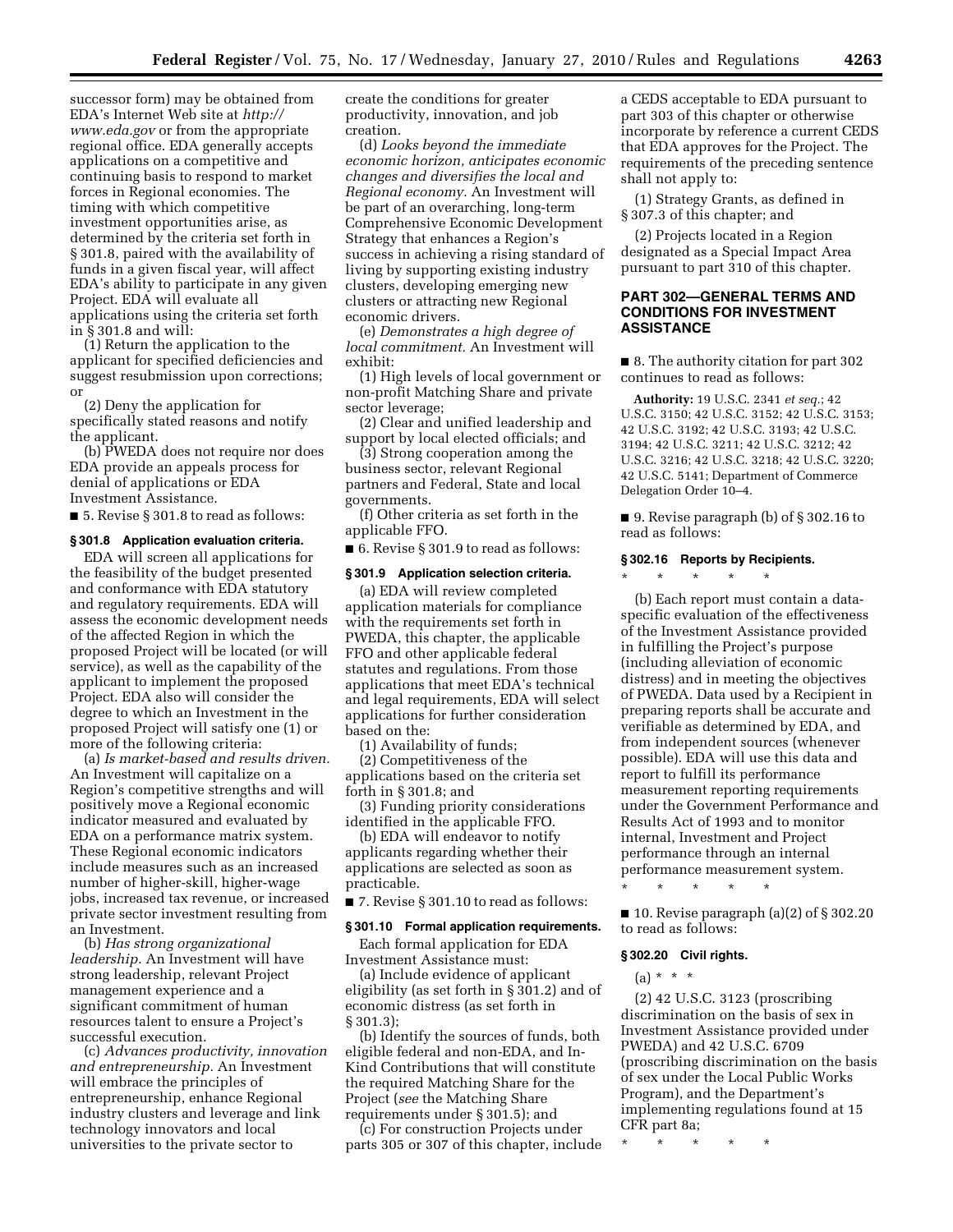successor form) may be obtained from EDA's Internet Web site at *http://www.eda.gov* or from the appropriate regional office. EDA generally accepts applications on a competitive and continuing basis to respond to market forces in Regional economies. The timing with which competitive investment opportunities arise, as determined by the criteria set forth in § 301.8, paired with the availability of funds in a given fiscal year, will affect EDA's ability to participate in any given Project. EDA will evaluate all applications using the criteria set forth in § 301.8 and will:

(1) Return the application to the applicant for specified deficiencies and suggest resubmission upon corrections; or

(2) Deny the application for specifically stated reasons and notify the applicant.

(b) PWEDA does not require nor does EDA provide an appeals process for denial of applications or EDA Investment Assistance.

■ 5. Revise § 301.8 to read as follows:

**§ 301.8 Application evaluation criteria.**

EDA will screen all applications for the feasibility of the budget presented and conformance with EDA statutory and regulatory requirements. EDA will assess the economic development needs of the affected Region in which the proposed Project will be located (or will service), as well as the capability of the applicant to implement the proposed Project. EDA also will consider the degree to which an Investment in the proposed Project will satisfy one (1) or more of the following criteria:

(a) *Is market-based and results driven.* An Investment will capitalize on a Region's competitive strengths and will positively move a Regional economic indicator measured and evaluated by EDA on a performance matrix system. These Regional economic indicators include measures such as an increased number of higher-skill, higher-wage jobs, increased tax revenue, or increased private sector investment resulting from an Investment.

(b) *Has strong organizational leadership.* An Investment will have strong leadership, relevant Project management experience and a significant commitment of human resources talent to ensure a Project's successful execution.

(c) *Advances productivity, innovation and entrepreneurship.* An Investment will embrace the principles of entrepreneurship, enhance Regional industry clusters and leverage and link technology innovators and local universities to the private sector to create the conditions for greater productivity, innovation, and job creation.

(d) *Looks beyond the immediate economic horizon, anticipates economic changes and diversifies the local and Regional economy.* An Investment will be part of an overarching, long-term Comprehensive Economic Development Strategy that enhances a Region's success in achieving a rising standard of living by supporting existing industry clusters, developing emerging new clusters or attracting new Regional economic drivers.

(e) *Demonstrates a high degree of local commitment.* An Investment will exhibit:

(1) High levels of local government or non-profit Matching Share and private sector leverage;

(2) Clear and unified leadership and support by local elected officials; and

(3) Strong cooperation among the business sector, relevant Regional partners and Federal, State and local governments.

(f) Other criteria as set forth in the applicable FFO.

■ 6. Revise § 301.9 to read as follows:

**§ 301.9 Application selection criteria.**

(a) EDA will review completed application materials for compliance with the requirements set forth in PWEDA, this chapter, the applicable FFO and other applicable federal statutes and regulations. From those applications that meet EDA's technical and legal requirements, EDA will select applications for further consideration based on the:

(1) Availability of funds;

(2) Competitiveness of the applications based on the criteria set forth in § 301.8; and

(3) Funding priority considerations identified in the applicable FFO.

(b) EDA will endeavor to notify applicants regarding whether their applications are selected as soon as practicable.

■ 7. Revise § 301.10 to read as follows:

**§ 301.10 Formal application requirements.**

Each formal application for EDA Investment Assistance must:

(a) Include evidence of applicant eligibility (as set forth in § 301.2) and of economic distress (as set forth in § 301.3);

(b) Identify the sources of funds, both eligible federal and non-EDA, and In-Kind Contributions that will constitute the required Matching Share for the Project (*see* the Matching Share requirements under § 301.5); and

(c) For construction Projects under parts 305 or 307 of this chapter, include a CEDS acceptable to EDA pursuant to part 303 of this chapter or otherwise incorporate by reference a current CEDS that EDA approves for the Project. The requirements of the preceding sentence shall not apply to:

(1) Strategy Grants, as defined in § 307.3 of this chapter; and

(2) Projects located in a Region designated as a Special Impact Area pursuant to part 310 of this chapter.

## PART 302—GENERAL TERMS AND CONDITIONS FOR INVESTMENT ASSISTANCE

■ 8. The authority citation for part 302 continues to read as follows:

**Authority:** 19 U.S.C. 2341 *et seq.*; 42 U.S.C. 3150; 42 U.S.C. 3152; 42 U.S.C. 3153; 42 U.S.C. 3192; 42 U.S.C. 3193; 42 U.S.C. 3194; 42 U.S.C. 3211; 42 U.S.C. 3212; 42 U.S.C. 3216; 42 U.S.C. 3218; 42 U.S.C. 3220; 42 U.S.C. 5141; Department of Commerce Delegation Order 10–4.

■ 9. Revise paragraph (b) of § 302.16 to read as follows:

**§ 302.16 Reports by Recipients.**

\* \* \* \* \*

(b) Each report must contain a data-specific evaluation of the effectiveness of the Investment Assistance provided in fulfilling the Project's purpose (including alleviation of economic distress) and in meeting the objectives of PWEDA. Data used by a Recipient in preparing reports shall be accurate and verifiable as determined by EDA, and from independent sources (whenever possible). EDA will use this data and report to fulfill its performance measurement reporting requirements under the Government Performance and Results Act of 1993 and to monitor internal, Investment and Project performance through an internal performance measurement system.

\* \* \* \* \*

■ 10. Revise paragraph (a)(2) of § 302.20 to read as follows:

**§ 302.20 Civil rights.**

(a) \* \* \*

(2) 42 U.S.C. 3123 (proscribing discrimination on the basis of sex in Investment Assistance provided under PWEDA) and 42 U.S.C. 6709 (proscribing discrimination on the basis of sex under the Local Public Works Program), and the Department's implementing regulations found at 15 CFR part 8a;

\* \* \* \* \*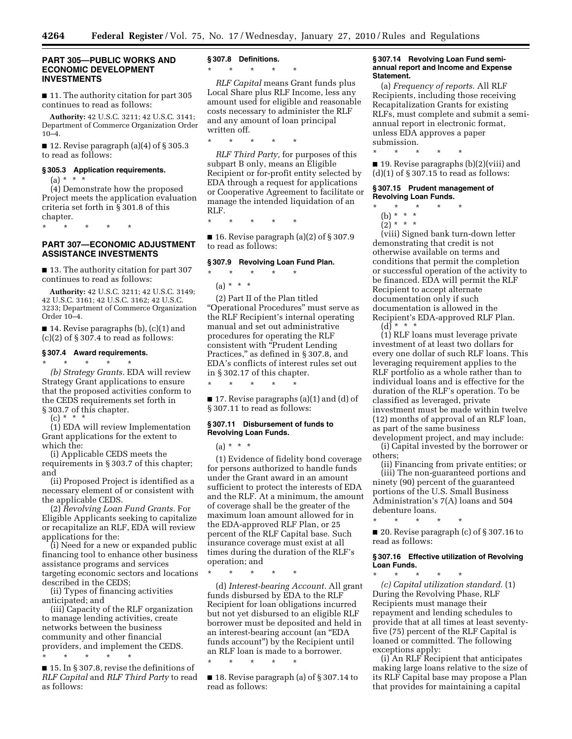## PART 305—PUBLIC WORKS AND ECONOMIC DEVELOPMENT INVESTMENTS

■ 11. The authority citation for part 305 continues to read as follows:

**Authority:** 42 U.S.C. 3211; 42 U.S.C. 3141; Department of Commerce Organization Order 10–4.

■ 12. Revise paragraph (a)(4) of § 305.3 to read as follows:

### § 305.3 Application requirements.

(a) * * *

(4) Demonstrate how the proposed Project meets the application evaluation criteria set forth in § 301.8 of this chapter.

\* \* \* \* \*

## PART 307—ECONOMIC ADJUSTMENT ASSISTANCE INVESTMENTS

■ 13. The authority citation for part 307 continues to read as follows:

**Authority:** 42 U.S.C. 3211; 42 U.S.C. 3149; 42 U.S.C. 3161; 42 U.S.C. 3162; 42 U.S.C. 3233; Department of Commerce Organization Order 10–4.

■ 14. Revise paragraphs (b), (c)(1) and (c)(2) of § 307.4 to read as follows:

### § 307.4 Award requirements.

\* \* \* \* \*

*(b) Strategy Grants.* EDA will review Strategy Grant applications to ensure that the proposed activities conform to the CEDS requirements set forth in § 303.7 of this chapter.

(c) * * *

(1) EDA will review Implementation Grant applications for the extent to which the:

(i) Applicable CEDS meets the requirements in § 303.7 of this chapter; and

(ii) Proposed Project is identified as a necessary element of or consistent with the applicable CEDS.

(2) *Revolving Loan Fund Grants.* For Eligible Applicants seeking to capitalize or recapitalize an RLF, EDA will review applications for the:

(i) Need for a new or expanded public financing tool to enhance other business assistance programs and services targeting economic sectors and locations described in the CEDS;

(ii) Types of financing activities anticipated; and

(iii) Capacity of the RLF organization to manage lending activities, create networks between the business community and other financial providers, and implement the CEDS.

\* \* \* \* \*

■ 15. In § 307.8, revise the definitions of *RLF Capital* and *RLF Third Party* to read as follows:

### § 307.8 Definitions.

\* \* \* \* \*

*RLF Capital* means Grant funds plus Local Share plus RLF Income, less any amount used for eligible and reasonable costs necessary to administer the RLF and any amount of loan principal written off.

\* \* \* \* \*

*RLF Third Party,* for purposes of this subpart B only, means an Eligible Recipient or for-profit entity selected by EDA through a request for applications or Cooperative Agreement to facilitate or manage the intended liquidation of an RLF.

\* \* \* \* \*

■ 16. Revise paragraph (a)(2) of § 307.9 to read as follows:

### § 307.9 Revolving Loan Fund Plan.

\* \* \* \* \*

(a) * * *

(2) Part II of the Plan titled "Operational Procedures" must serve as the RLF Recipient's internal operating manual and set out administrative procedures for operating the RLF consistent with "Prudent Lending Practices," as defined in § 307.8, and EDA's conflicts of interest rules set out in § 302.17 of this chapter.

\* \* \* \* \*

■ 17. Revise paragraphs (a)(1) and (d) of § 307.11 to read as follows:

### § 307.11 Disbursement of funds to Revolving Loan Funds.

(a) * * *

(1) Evidence of fidelity bond coverage for persons authorized to handle funds under the Grant award in an amount sufficient to protect the interests of EDA and the RLF. At a minimum, the amount of coverage shall be the greater of the maximum loan amount allowed for in the EDA-approved RLF Plan, or 25 percent of the RLF Capital base. Such insurance coverage must exist at all times during the duration of the RLF's operation; and

\* \* \* \* \*

(d) *Interest-bearing Account.* All grant funds disbursed by EDA to the RLF Recipient for loan obligations incurred but not yet disbursed to an eligible RLF borrower must be deposited and held in an interest-bearing account (an "EDA funds account") by the Recipient until an RLF loan is made to a borrower.

\* \* \* \* \*

■ 18. Revise paragraph (a) of § 307.14 to read as follows:

### § 307.14 Revolving Loan Fund semi-annual report and Income and Expense Statement.

(a) *Frequency of reports.* All RLF Recipients, including those receiving Recapitalization Grants for existing RLFs, must complete and submit a semi-annual report in electronic format, unless EDA approves a paper submission.

\* \* \* \* \*

■ 19. Revise paragraphs (b)(2)(viii) and (d)(1) of § 307.15 to read as follows:

### § 307.15 Prudent management of Revolving Loan Funds.

\* \* \* \* \*

(b) * * *

(2) * * *

(viii) Signed bank turn-down letter demonstrating that credit is not otherwise available on terms and conditions that permit the completion or successful operation of the activity to be financed. EDA will permit the RLF Recipient to accept alternate documentation only if such documentation is allowed in the Recipient's EDA-approved RLF Plan.

(d) * * *

(1) RLF loans must leverage private investment of at least two dollars for every one dollar of such RLF loans. This leveraging requirement applies to the RLF portfolio as a whole rather than to individual loans and is effective for the duration of the RLF's operation. To be classified as leveraged, private investment must be made within twelve (12) months of approval of an RLF loan, as part of the same business development project, and may include:

(i) Capital invested by the borrower or others;

(ii) Financing from private entities; or

(iii) The non-guaranteed portions and ninety (90) percent of the guaranteed portions of the U.S. Small Business Administration's 7(A) loans and 504 debenture loans.

\* \* \* \* \*

■ 20. Revise paragraph (c) of § 307.16 to read as follows:

### § 307.16 Effective utilization of Revolving Loan Funds.

\* \* \* \* \*

*(c) Capital utilization standard.* (1) During the Revolving Phase, RLF Recipients must manage their repayment and lending schedules to provide that at all times at least seventy-five (75) percent of the RLF Capital is loaned or committed. The following exceptions apply:

(i) An RLF Recipient that anticipates making large loans relative to the size of its RLF Capital base may propose a Plan that provides for maintaining a capital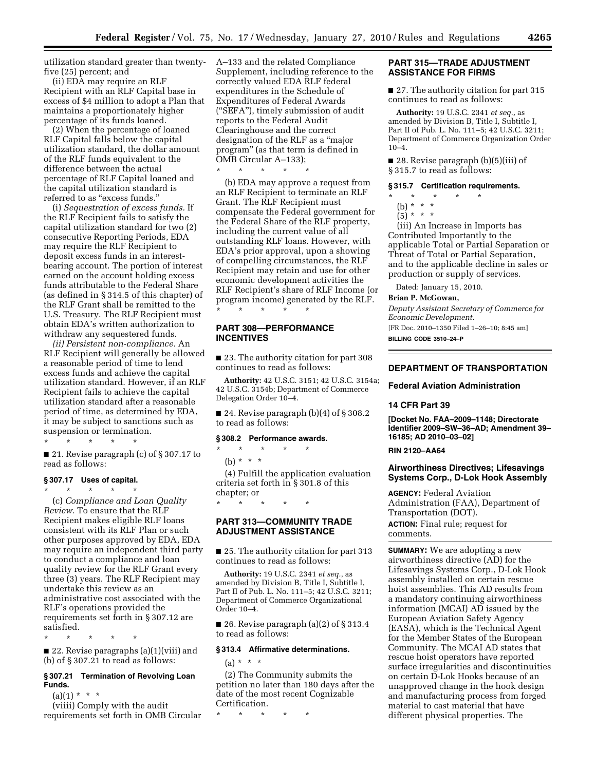utilization standard greater than twenty-five (25) percent; and

(ii) EDA may require an RLF Recipient with an RLF Capital base in excess of $4 million to adopt a Plan that maintains a proportionately higher percentage of its funds loaned.

(2) When the percentage of loaned RLF Capital falls below the capital utilization standard, the dollar amount of the RLF funds equivalent to the difference between the actual percentage of RLF Capital loaned and the capital utilization standard is referred to as "excess funds."

(i) *Sequestration of excess funds.* If the RLF Recipient fails to satisfy the capital utilization standard for two (2) consecutive Reporting Periods, EDA may require the RLF Recipient to deposit excess funds in an interest-bearing account. The portion of interest earned on the account holding excess funds attributable to the Federal Share (as defined in § 314.5 of this chapter) of the RLF Grant shall be remitted to the U.S. Treasury. The RLF Recipient must obtain EDA's written authorization to withdraw any sequestered funds.

*(ii) Persistent non-compliance.* An RLF Recipient will generally be allowed a reasonable period of time to lend excess funds and achieve the capital utilization standard. However, if an RLF Recipient fails to achieve the capital utilization standard after a reasonable period of time, as determined by EDA, it may be subject to sanctions such as suspension or termination.

\* \* \* \* \*

■ 21. Revise paragraph (c) of § 307.17 to read as follows:

### § 307.17 Uses of capital.

\* \* \* \* \*

(c) *Compliance and Loan Quality Review.* To ensure that the RLF Recipient makes eligible RLF loans consistent with its RLF Plan or such other purposes approved by EDA, EDA may require an independent third party to conduct a compliance and loan quality review for the RLF Grant every three (3) years. The RLF Recipient may undertake this review as an administrative cost associated with the RLF's operations provided the requirements set forth in § 307.12 are satisfied.

\* \* \* \* \*

■ 22. Revise paragraphs (a)(1)(viii) and (b) of § 307.21 to read as follows:

### § 307.21 Termination of Revolving Loan Funds.

(a)(1) \* \* \*

(viiii) Comply with the audit requirements set forth in OMB Circular A–133 and the related Compliance Supplement, including reference to the correctly valued EDA RLF federal expenditures in the Schedule of Expenditures of Federal Awards ("SEFA"), timely submission of audit reports to the Federal Audit Clearinghouse and the correct designation of the RLF as a "major program" (as that term is defined in OMB Circular A–133);

\* \* \* \* \*

(b) EDA may approve a request from an RLF Recipient to terminate an RLF Grant. The RLF Recipient must compensate the Federal government for the Federal Share of the RLF property, including the current value of all outstanding RLF loans. However, with EDA's prior approval, upon a showing of compelling circumstances, the RLF Recipient may retain and use for other economic development activities the RLF Recipient's share of RLF Income (or program income) generated by the RLF.

\* \* \* \* \*

## PART 308—PERFORMANCE INCENTIVES

■ 23. The authority citation for part 308 continues to read as follows:

**Authority:** 42 U.S.C. 3151; 42 U.S.C. 3154a; 42 U.S.C. 3154b; Department of Commerce Delegation Order 10–4.

■ 24. Revise paragraph (b)(4) of § 308.2 to read as follows:

### § 308.2 Performance awards.

\* \* \* \* \*

(b) \* \* \*

(4) Fulfill the application evaluation criteria set forth in § 301.8 of this chapter; or

\* \* \* \* \*

## PART 313—COMMUNITY TRADE ADJUSTMENT ASSISTANCE

■ 25. The authority citation for part 313 continues to read as follows:

**Authority:** 19 U.S.C. 2341 *et seq.*, as amended by Division B, Title I, Subtitle I, Part II of Pub. L. No. 111–5; 42 U.S.C. 3211; Department of Commerce Organizational Order 10–4.

■ 26. Revise paragraph (a)(2) of § 313.4 to read as follows:

### § 313.4 Affirmative determinations.

(a) \* \* \*

(2) The Community submits the petition no later than 180 days after the date of the most recent Cognizable Certification.

\* \* \* \* \*

## PART 315—TRADE ADJUSTMENT ASSISTANCE FOR FIRMS

■ 27. The authority citation for part 315 continues to read as follows:

**Authority:** 19 U.S.C. 2341 *et seq.,* as amended by Division B, Title I, Subtitle I, Part II of Pub. L. No. 111–5; 42 U.S.C. 3211; Department of Commerce Organization Order 10–4.

■ 28. Revise paragraph (b)(5)(iii) of § 315.7 to read as follows:

### § 315.7 Certification requirements.

\* \* \* \* \*

(b) \* \* \*

(5) \* \* \*

(iii) An Increase in Imports has Contributed Importantly to the applicable Total or Partial Separation or Threat of Total or Partial Separation, and to the applicable decline in sales or production or supply of services.

Dated: January 15, 2010.

**Brian P. McGowan,**

*Deputy Assistant Secretary of Commerce for Economic Development.*

[FR Doc. 2010–1350 Filed 1–26–10; 8:45 am]

**BILLING CODE 3510–24–P**

---

## DEPARTMENT OF TRANSPORTATION

## Federal Aviation Administration

## 14 CFR Part 39

**[Docket No. FAA–2009–1148; Directorate Identifier 2009–SW–36–AD; Amendment 39–16185; AD 2010–03–02]**

**RIN 2120–AA64**

## Airworthiness Directives; Lifesavings Systems Corp., D-Lok Hook Assembly

**AGENCY:** Federal Aviation Administration (FAA), Department of Transportation (DOT).

**ACTION:** Final rule; request for comments.

**SUMMARY:** We are adopting a new airworthiness directive (AD) for the Lifesavings Systems Corp., D-Lok Hook assembly installed on certain rescue hoist assemblies. This AD results from a mandatory continuing airworthiness information (MCAI) AD issued by the European Aviation Safety Agency (EASA), which is the Technical Agent for the Member States of the European Community. The MCAI AD states that rescue hoist operators have reported surface irregularities and discontinuities on certain D-Lok Hooks because of an unapproved change in the hook design and manufacturing process from forged material to cast material that have different physical properties. The